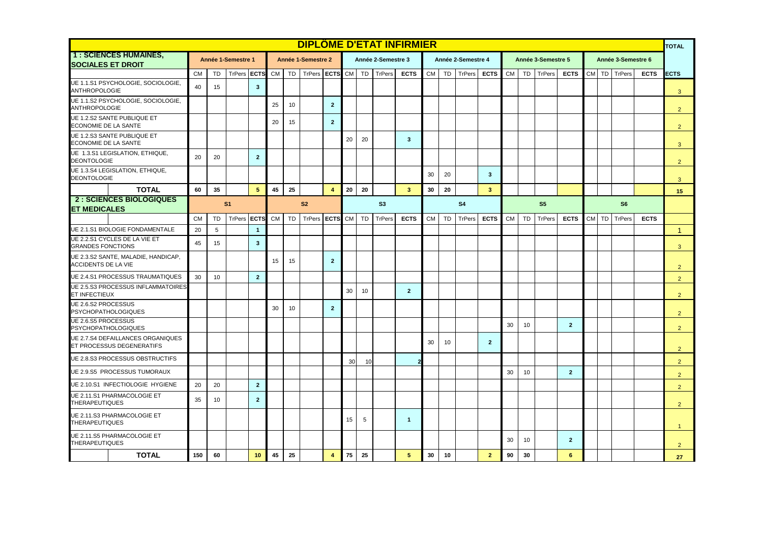# DIPLÔME D'ETAT INFIRMIER

| 1 : SCIENCES HUMAINES, SOCIALES ET DROIT | Année 1-Semestre 1 | | | | Année 1-Semestre 2 | | | | Année 2-Semestre 3 | | | | Année 2-Semestre 4 | | | | Année 3-Semestre 5 | | | | Année 3-Semestre 6 | | | | TOTAL |
|---|---|---|---|---|---|---|---|---|---|---|---|---|---|---|---|---|---|---|---|---|---|---|---|---|---|
| | CM | TD | TrPers | ECTS | CM | TD | TrPers | ECTS | CM | TD | TrPers | ECTS | CM | TD | TrPers | ECTS | CM | TD | TrPers | ECTS | CM | TD | TrPers | ECTS | ECTS |
| UE 1.1.S1 PSYCHOLOGIE, SOCIOLOGIE, ANTHROPOLOGIE | 40 | 15 | | 3 | | | | | | | | | | | | | | | | | | | | | 3 |
| UE 1.1.S2 PSYCHOLOGIE, SOCIOLOGIE, ANTHROPOLOGIE | | | | | 25 | 10 | | 2 | | | | | | | | | | | | | | | | | 2 |
| UE 1.2.S2 SANTE PUBLIQUE ET ECONOMIE DE LA SANTE | | | | | 20 | 15 | | 2 | | | | | | | | | | | | | | | | | 2 |
| UE 1.2.S3 SANTE PUBLIQUE ET ECONOMIE DE LA SANTE | | | | | | | | | 20 | 20 | | 3 | | | | | | | | | | | | | 3 |
| UE 1.3.S1 LEGISLATION, ETHIQUE, DEONTOLOGIE | 20 | 20 | | 2 | | | | | | | | | | | | | | | | | | | | | 2 |
| UE 1.3.S4 LEGISLATION, ETHIQUE, DEONTOLOGIE | | | | | | | | | | | | | 30 | 20 | | 3 | | | | | | | | | 3 |
| **TOTAL** | 60 | 35 | | 5 | 45 | 25 | | 4 | 20 | 20 | | 3 | 30 | 20 | | 3 | | | | | | | | | 15 |

| 2 : SCIENCES BIOLOGIQUES ET MEDICALES | S1 | | | | S2 | | | | S3 | | | | S4 | | | | S5 | | | | S6 | | | | |
|---|---|---|---|---|---|---|---|---|---|---|---|---|---|---|---|---|---|---|---|---|---|---|---|---|---|
| | CM | TD | TrPers | ECTS | CM | TD | TrPers | ECTS | CM | TD | TrPers | ECTS | CM | TD | TrPers | ECTS | CM | TD | TrPers | ECTS | CM | TD | TrPers | ECTS | |
| UE 2.1.S1 BIOLOGIE FONDAMENTALE | 20 | 5 | | 1 | | | | | | | | | | | | | | | | | | | | | 1 |
| UE 2.2.S1 CYCLES DE LA VIE ET GRANDES FONCTIONS | 45 | 15 | | 3 | | | | | | | | | | | | | | | | | | | | | 3 |
| UE 2.3.S2 SANTE, MALADIE, HANDICAP, ACCIDENTS DE LA VIE | | | | | 15 | 15 | | 2 | | | | | | | | | | | | | | | | | 2 |
| UE 2.4.S1 PROCESSUS TRAUMATIQUES | 30 | 10 | | 2 | | | | | | | | | | | | | | | | | | | | | 2 |
| UE 2.5.S3 PROCESSUS INFLAMMATOIRES ET INFECTIEUX | | | | | | | | | 30 | 10 | | 2 | | | | | | | | | | | | | 2 |
| UE 2.6.S2 PROCESSUS PSYCHOPATHOLOGIQUES | | | | | 30 | 10 | | 2 | | | | | | | | | | | | | | | | | 2 |
| UE 2.6.S5 PROCESSUS PSYCHOPATHOLOGIQUES | | | | | | | | | | | | | | | | | 30 | 10 | | 2 | | | | | 2 |
| UE 2.7.S4 DEFAILLANCES ORGANIQUES ET PROCESSUS DEGENERATIFS | | | | | | | | | | | | | 30 | 10 | | 2 | | | | | | | | | 2 |
| UE 2.8.S3 PROCESSUS OBSTRUCTIFS | | | | | | | | | 30 | 10 | | 2 | | | | | | | | | | | | | 2 |
| UE 2.9.S5 PROCESSUS TUMORAUX | | | | | | | | | | | | | | | | | 30 | 10 | | 2 | | | | | 2 |
| UE 2.10.S1 INFECTIOLOGIE HYGIENE | 20 | 20 | | 2 | | | | | | | | | | | | | | | | | | | | | 2 |
| UE 2.11.S1 PHARMACOLOGIE ET THERAPEUTIQUES | 35 | 10 | | 2 | | | | | | | | | | | | | | | | | | | | | 2 |
| UE 2.11.S3 PHARMACOLOGIE ET THERAPEUTIQUES | | | | | | | | | 15 | 5 | | 1 | | | | | | | | | | | | | 1 |
| UE 2.11.S5 PHARMACOLOGIE ET THERAPEUTIQUES | | | | | | | | | | | | | | | | | 30 | 10 | | 2 | | | | | 2 |
| **TOTAL** | 150 | 60 | | 10 | 45 | 25 | | 4 | 75 | 25 | | 5 | 30 | 10 | | 2 | 90 | 30 | | 6 | | | | | 27 |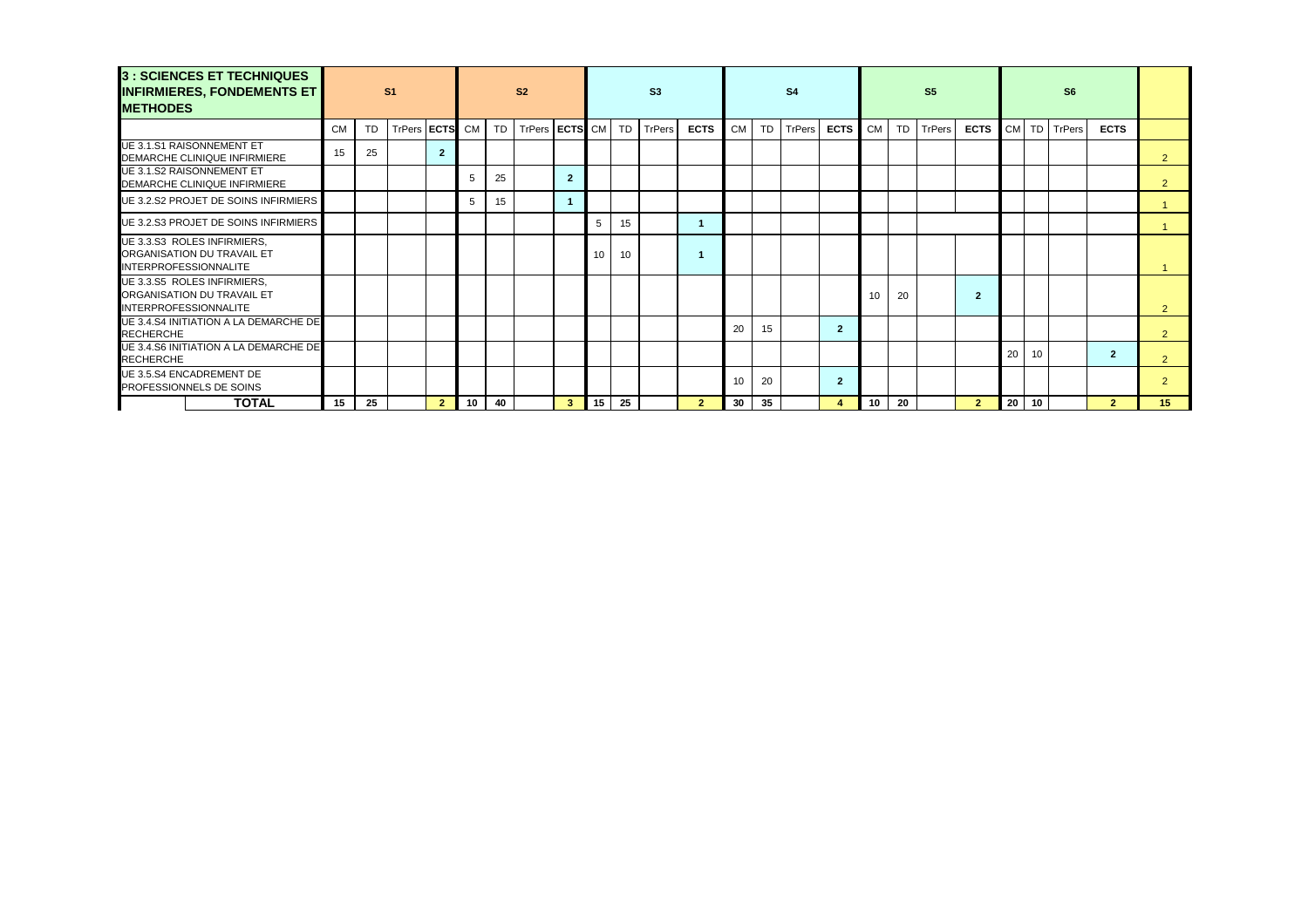| 3 : SCIENCES ET TECHNIQUES INFIRMIERES, FONDEMENTS ET METHODES | S1 | | | | S2 | | | | S3 | | | | S4 | | | | S5 | | | | S6 | | | | |
|---|---|---|---|---|---|---|---|---|---|---|---|---|---|---|---|---|---|---|---|---|---|---|---|---|---|
| | CM | TD | TrPers | ECTS | CM | TD | TrPers | ECTS | CM | TD | TrPers | ECTS | CM | TD | TrPers | ECTS | CM | TD | TrPers | ECTS | CM | TD | TrPers | ECTS | |
| UE 3.1.S1 RAISONNEMENT ET DEMARCHE CLINIQUE INFIRMIERE | 15 | 25 | | 2 | | | | | | | | | | | | | | | | | | | | | 2 |
| UE 3.1.S2 RAISONNEMENT ET DEMARCHE CLINIQUE INFIRMIERE | | | | | 5 | 25 | | 2 | | | | | | | | | | | | | | | | | 2 |
| UE 3.2.S2 PROJET DE SOINS INFIRMIERS | | | | | 5 | 15 | | 1 | | | | | | | | | | | | | | | | | 1 |
| UE 3.2.S3 PROJET DE SOINS INFIRMIERS | | | | | | | | | 5 | 15 | | 1 | | | | | | | | | | | | | 1 |
| UE 3.3.S3 ROLES INFIRMIERS, ORGANISATION DU TRAVAIL ET INTERPROFESSIONNALITE | | | | | | | | | 10 | 10 | | 1 | | | | | | | | | | | | | 1 |
| UE 3.3.S5 ROLES INFIRMIERS, ORGANISATION DU TRAVAIL ET INTERPROFESSIONNALITE | | | | | | | | | | | | | | | | | 10 | 20 | | 2 | | | | | 2 |
| UE 3.4.S4 INITIATION A LA DEMARCHE DE RECHERCHE | | | | | | | | | | | | | 20 | 15 | | 2 | | | | | | | | | 2 |
| UE 3.4.S6 INITIATION A LA DEMARCHE DE RECHERCHE | | | | | | | | | | | | | | | | | | | | | 20 | 10 | | 2 | 2 |
| UE 3.5.S4 ENCADREMENT DE PROFESSIONNELS DE SOINS | | | | | | | | | | | | | 10 | 20 | | 2 | | | | | | | | | 2 |
| **TOTAL** | **15** | **25** | | **2** | **10** | **40** | | **3** | **15** | **25** | | **2** | **30** | **35** | | **4** | **10** | **20** | | **2** | **20** | **10** | | **2** | **15** |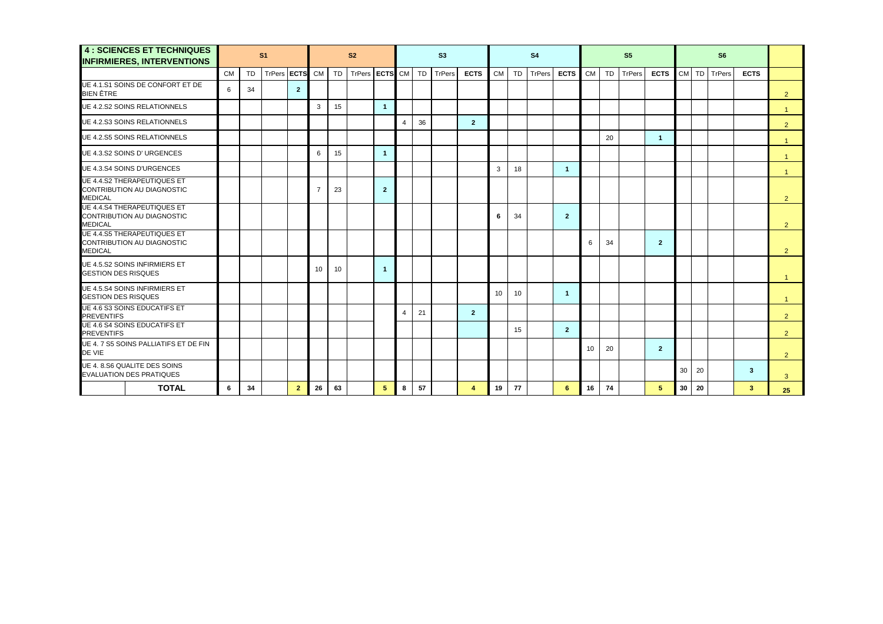| 4 : SCIENCES ET TECHNIQUES INFIRMIERES, INTERVENTIONS | S1 | | | | S2 | | | | S3 | | | | S4 | | | | S5 | | | | S6 | | | | |
|---|---|---|---|---|---|---|---|---|---|---|---|---|---|---|---|---|---|---|---|---|---|---|---|---|---|
| | CM | TD | TrPers | **ECTS** | CM | TD | TrPers | **ECTS** | CM | TD | TrPers | **ECTS** | CM | TD | TrPers | **ECTS** | CM | TD | TrPers | **ECTS** | CM | TD | TrPers | **ECTS** | |
| UE 4.1.S1 SOINS DE CONFORT ET DE BIEN ÊTRE | 6 | 34 | | **2** | | | | | | | | | | | | | | | | | | | | | 2 |
| UE 4.2.S2 SOINS RELATIONNELS | | | | | 3 | 15 | | **1** | | | | | | | | | | | | | | | | | 1 |
| UE 4.2.S3 SOINS RELATIONNELS | | | | | | | | | 4 | 36 | | **2** | | | | | | | | | | | | | 2 |
| UE 4.2.S5 SOINS RELATIONNELS | | | | | | | | | | | | | | | | | | 20 | | **1** | | | | | 1 |
| UE 4.3.S2 SOINS D' URGENCES | | | | | 6 | 15 | | **1** | | | | | | | | | | | | | | | | | 1 |
| UE 4.3.S4 SOINS D'URGENCES | | | | | | | | | | | | | 3 | 18 | | **1** | | | | | | | | | 1 |
| UE 4.4.S2 THERAPEUTIQUES ET CONTRIBUTION AU DIAGNOSTIC MEDICAL | | | | | 7 | 23 | | **2** | | | | | | | | | | | | | | | | | 2 |
| UE 4.4.S4 THERAPEUTIQUES ET CONTRIBUTION AU DIAGNOSTIC MEDICAL | | | | | | | | | | | | | **6** | 34 | | **2** | | | | | | | | | 2 |
| UE 4.4.S5 THERAPEUTIQUES ET CONTRIBUTION AU DIAGNOSTIC MEDICAL | | | | | | | | | | | | | | | | | 6 | 34 | | **2** | | | | | 2 |
| UE 4.5.S2 SOINS INFIRMIERS ET GESTION DES RISQUES | | | | | 10 | 10 | | **1** | | | | | | | | | | | | | | | | | 1 |
| UE 4.5.S4 SOINS INFIRMIERS ET GESTION DES RISQUES | | | | | | | | | | | | | 10 | 10 | | **1** | | | | | | | | | 1 |
| UE 4.6 S3 SOINS EDUCATIFS ET PREVENTIFS | | | | | | | | | 4 | 21 | | **2** | | | | | | | | | | | | | 2 |
| UE 4.6 S4 SOINS EDUCATIFS ET PREVENTIFS | | | | | | | | | | | | | | 15 | | **2** | | | | | | | | | 2 |
| UE 4. 7 S5 SOINS PALLIATIFS ET DE FIN DE VIE | | | | | | | | | | | | | | | | | 10 | 20 | | **2** | | | | | 2 |
| UE 4. 8.S6 QUALITE DES SOINS EVALUATION DES PRATIQUES | | | | | | | | | | | | | | | | | | | | | 30 | 20 | | **3** | 3 |
| **TOTAL** | **6** | **34** | | **2** | **26** | **63** | | **5** | **8** | **57** | | **4** | **19** | **77** | | **6** | **16** | **74** | | **5** | **30** | **20** | | **3** | **25** |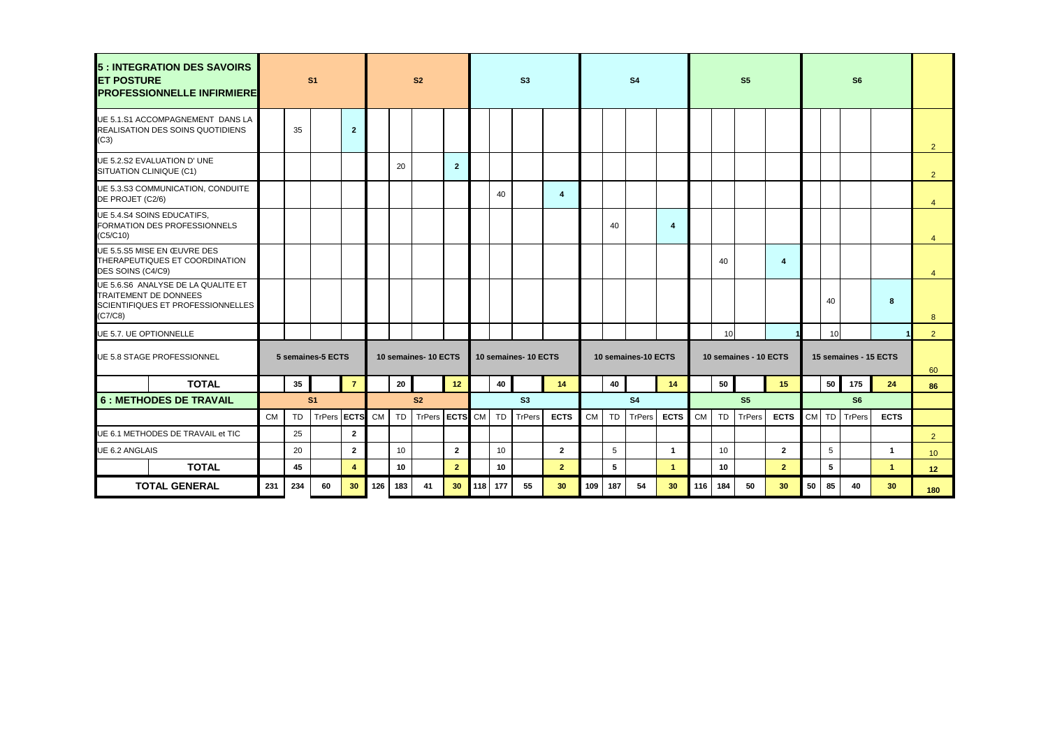| **5 : INTEGRATION DES SAVOIRS ET POSTURE PROFESSIONNELLE INFIRMIERE** | **S1** | | | | **S2** | | | | **S3** | | | | **S4** | | | | **S5** | | | | **S6** | | | | |
|---|---|---|---|---|---|---|---|---|---|---|---|---|---|---|---|---|---|---|---|---|---|---|---|---|---|
| UE 5.1.S1 ACCOMPAGNEMENT DANS LA REALISATION DES SOINS QUOTIDIENS (C3) | | 35 | | **2** | | | | | | | | | | | | | | | | | | | | | 2 |
| UE 5.2.S2 EVALUATION D' UNE SITUATION CLINIQUE (C1) | | | | | | 20 | | **2** | | | | | | | | | | | | | | | | | 2 |
| UE 5.3.S3 COMMUNICATION, CONDUITE DE PROJET (C2/6) | | | | | | | | | | 40 | | **4** | | | | | | | | | | | | | 4 |
| UE 5.4.S4 SOINS EDUCATIFS, FORMATION DES PROFESSIONNELS (C5/C10) | | | | | | | | | | | | | | 40 | | **4** | | | | | | | | | 4 |
| UE 5.5.S5 MISE EN ŒUVRE DES THERAPEUTIQUES ET COORDINATION DES SOINS (C4/C9) | | | | | | | | | | | | | | | | | | 40 | | **4** | | | | | 4 |
| UE 5.6.S6 ANALYSE DE LA QUALITE ET TRAITEMENT DE DONNEES SCIENTIFIQUES ET PROFESSIONNELLES (C7/C8) | | | | | | | | | | | | | | | | | | | | | | 40 | | **8** | 8 |
| UE 5.7. UE OPTIONNELLE | | | | | | | | | | | | | | | | | | 10 | | 1 | | 10 | | 1 | 2 |
| UE 5.8 STAGE PROFESSIONNEL | **5 semaines-5 ECTS** | | | | **10 semaines- 10 ECTS** | | | | **10 semaines- 10 ECTS** | | | | **10 semaines-10 ECTS** | | | | **10 semaines - 10 ECTS** | | | | **15 semaines - 15 ECTS** | | | | 60 |
| **TOTAL** | | **35** | | **7** | | **20** | | **12** | | **40** | | **14** | | **40** | | **14** | | **50** | | **15** | | **50** | **175** | **24** | **86** |
| **6 : METHODES DE TRAVAIL** | **S1** | | | | **S2** | | | | **S3** | | | | **S4** | | | | **S5** | | | | **S6** | | | | |
| | CM | TD | TrPers | **ECTS** | CM | TD | TrPers | **ECTS** | CM | TD | TrPers | **ECTS** | CM | TD | TrPers | **ECTS** | CM | TD | TrPers | **ECTS** | CM | TD | TrPers | **ECTS** | |
| UE 6.1 METHODES DE TRAVAIL et TIC | | 25 | | **2** | | | | | | | | | | | | | | | | | | | | | 2 |
| UE 6.2 ANGLAIS | | 20 | | **2** | | 10 | | **2** | | 10 | | **2** | | 5 | | **1** | | 10 | | **2** | | 5 | | **1** | 10 |
| **TOTAL** | | **45** | | **4** | | **10** | | **2** | | **10** | | **2** | | **5** | | **1** | | **10** | | **2** | | **5** | | **1** | **12** |
| **TOTAL GENERAL** | **231** | **234** | **60** | **30** | **126** | **183** | **41** | **30** | **118** | **177** | **55** | **30** | **109** | **187** | **54** | **30** | **116** | **184** | **50** | **30** | **50** | **85** | **40** | **30** | **180** |